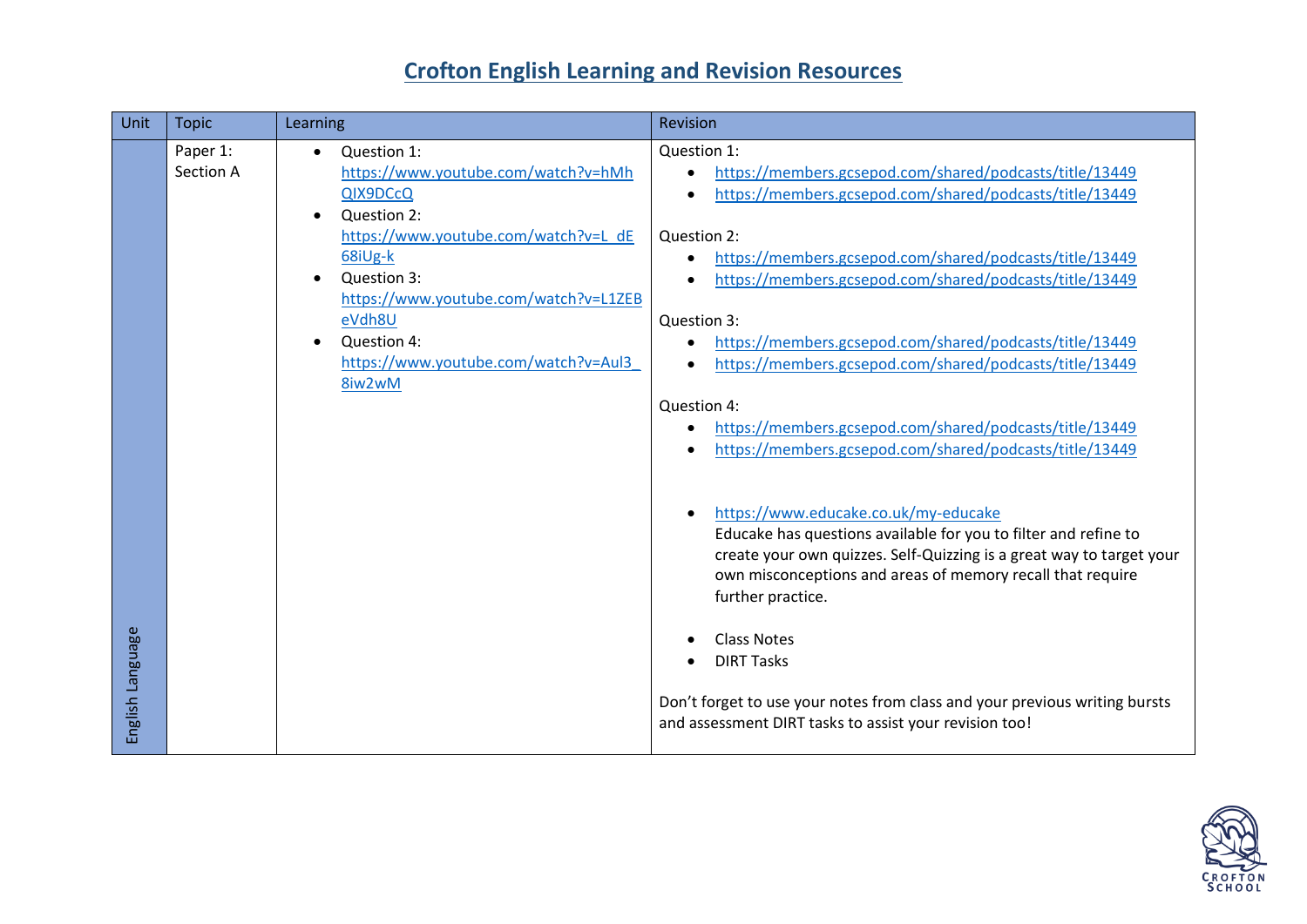# Crofton English Learning and Revision Resources

| Unit | Topic | Learning | Revision |
|---|---|---|---|
| English Language | Paper 1: Section A | • Question 1: https://www.youtube.com/watch?v=hMhQIX9DCcQ<br>• Question 2: https://www.youtube.com/watch?v=L_dE68iUg-k<br>• Question 3: https://www.youtube.com/watch?v=L1ZEBeVdh8U<br>• Question 4: https://www.youtube.com/watch?v=Aul3_8iw2wM | Question 1:<br>• https://members.gcsepod.com/shared/podcasts/title/13449<br>• https://members.gcsepod.com/shared/podcasts/title/13449<br><br>Question 2:<br>• https://members.gcsepod.com/shared/podcasts/title/13449<br>• https://members.gcsepod.com/shared/podcasts/title/13449<br><br>Question 3:<br>• https://members.gcsepod.com/shared/podcasts/title/13449<br>• https://members.gcsepod.com/shared/podcasts/title/13449<br><br>Question 4:<br>• https://members.gcsepod.com/shared/podcasts/title/13449<br>• https://members.gcsepod.com/shared/podcasts/title/13449<br><br>• https://www.educake.co.uk/my-educake<br>Educake has questions available for you to filter and refine to create your own quizzes. Self-Quizzing is a great way to target your own misconceptions and areas of memory recall that require further practice.<br><br>• Class Notes<br>• DIRT Tasks<br><br>Don't forget to use your notes from class and your previous writing bursts and assessment DIRT tasks to assist your revision too! |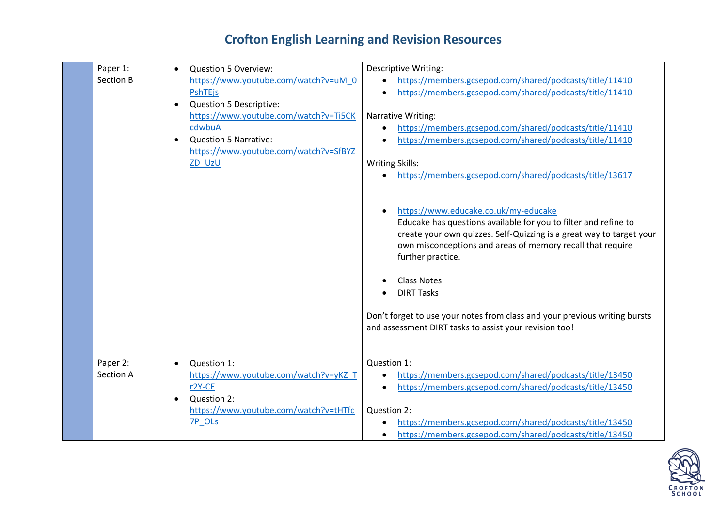# Crofton English Learning and Revision Resources

| | | | |
|---|---|---|---|
| | Paper 1: Section B | • Question 5 Overview: https://www.youtube.com/watch?v=uM_0PshTEjs<br>• Question 5 Descriptive: https://www.youtube.com/watch?v=Ti5CKcdwbuA<br>• Question 5 Narrative: https://www.youtube.com/watch?v=SfBYZZD_UzU | Descriptive Writing:<br>• https://members.gcsepod.com/shared/podcasts/title/11410<br>• https://members.gcsepod.com/shared/podcasts/title/11410<br><br>Narrative Writing:<br>• https://members.gcsepod.com/shared/podcasts/title/11410<br>• https://members.gcsepod.com/shared/podcasts/title/11410<br><br>Writing Skills:<br>• https://members.gcsepod.com/shared/podcasts/title/13617<br><br>• https://www.educake.co.uk/my-educake<br>Educake has questions available for you to filter and refine to create your own quizzes. Self-Quizzing is a great way to target your own misconceptions and areas of memory recall that require further practice.<br><br>• Class Notes<br>• DIRT Tasks<br><br>Don't forget to use your notes from class and your previous writing bursts and assessment DIRT tasks to assist your revision too! |
| | Paper 2: Section A | • Question 1: https://www.youtube.com/watch?v=yKZ_Tr2Y-CE<br>• Question 2: https://www.youtube.com/watch?v=tHTfc7P_OLs | Question 1:<br>• https://members.gcsepod.com/shared/podcasts/title/13450<br>• https://members.gcsepod.com/shared/podcasts/title/13450<br><br>Question 2:<br>• https://members.gcsepod.com/shared/podcasts/title/13450<br>• https://members.gcsepod.com/shared/podcasts/title/13450 |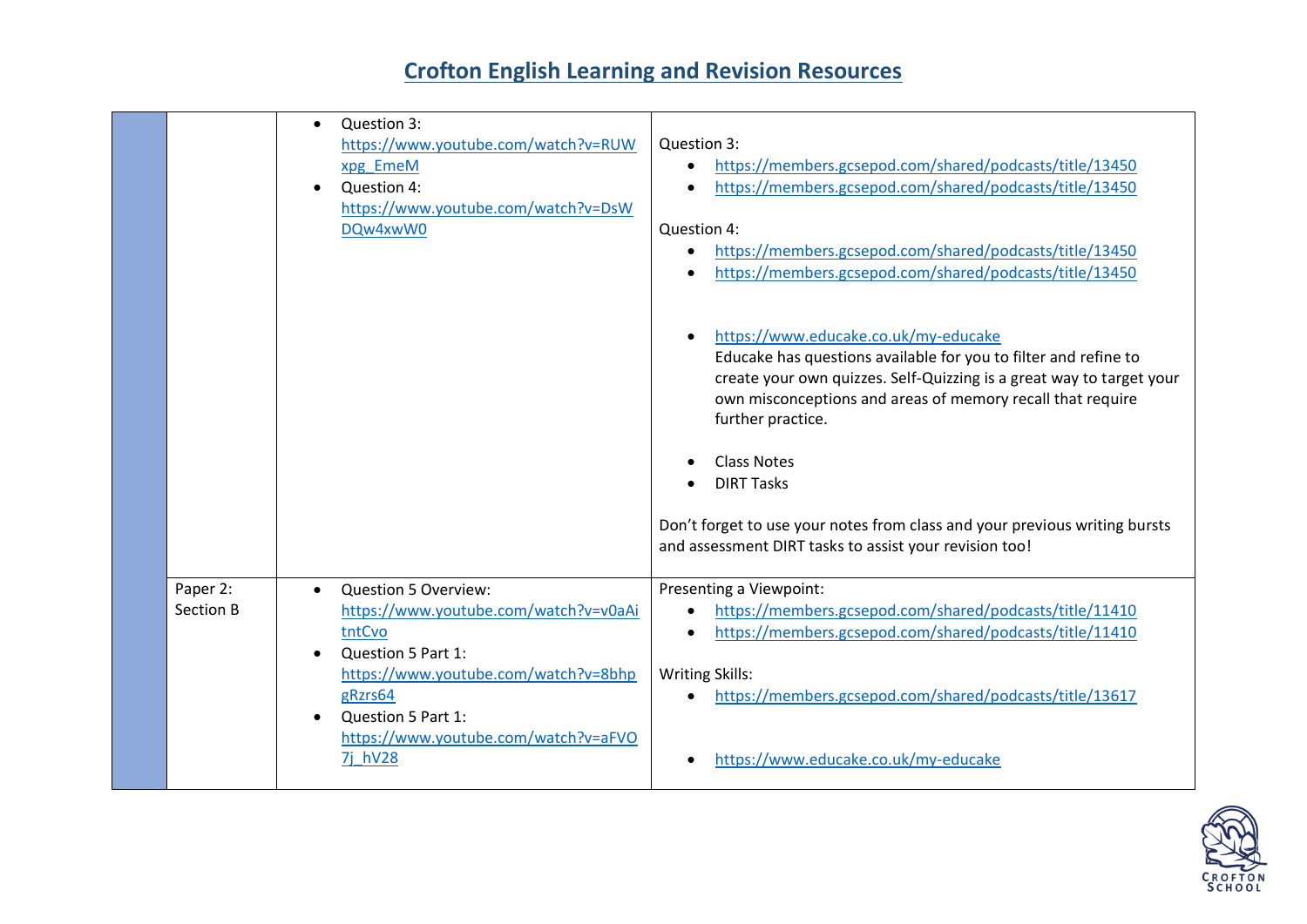# Crofton English Learning and Revision Resources

| | | | |
|---|---|---|---|
| | | • Question 3: https://www.youtube.com/watch?v=RUWxpg_EmeM<br>• Question 4: https://www.youtube.com/watch?v=DsWDQw4xwW0 | Question 3:<br>• https://members.gcsepod.com/shared/podcasts/title/13450<br>• https://members.gcsepod.com/shared/podcasts/title/13450<br><br>Question 4:<br>• https://members.gcsepod.com/shared/podcasts/title/13450<br>• https://members.gcsepod.com/shared/podcasts/title/13450<br><br>• https://www.educake.co.uk/my-educake<br>Educake has questions available for you to filter and refine to create your own quizzes. Self-Quizzing is a great way to target your own misconceptions and areas of memory recall that require further practice.<br><br>• Class Notes<br>• DIRT Tasks<br><br>Don't forget to use your notes from class and your previous writing bursts and assessment DIRT tasks to assist your revision too! |
| | Paper 2: Section B | • Question 5 Overview: https://www.youtube.com/watch?v=v0aAitntCvo<br>• Question 5 Part 1: https://www.youtube.com/watch?v=8bhpgRzrs64<br>• Question 5 Part 1: https://www.youtube.com/watch?v=aFVO7j_hV28 | Presenting a Viewpoint:<br>• https://members.gcsepod.com/shared/podcasts/title/11410<br>• https://members.gcsepod.com/shared/podcasts/title/11410<br><br>Writing Skills:<br>• https://members.gcsepod.com/shared/podcasts/title/13617<br><br>• https://www.educake.co.uk/my-educake |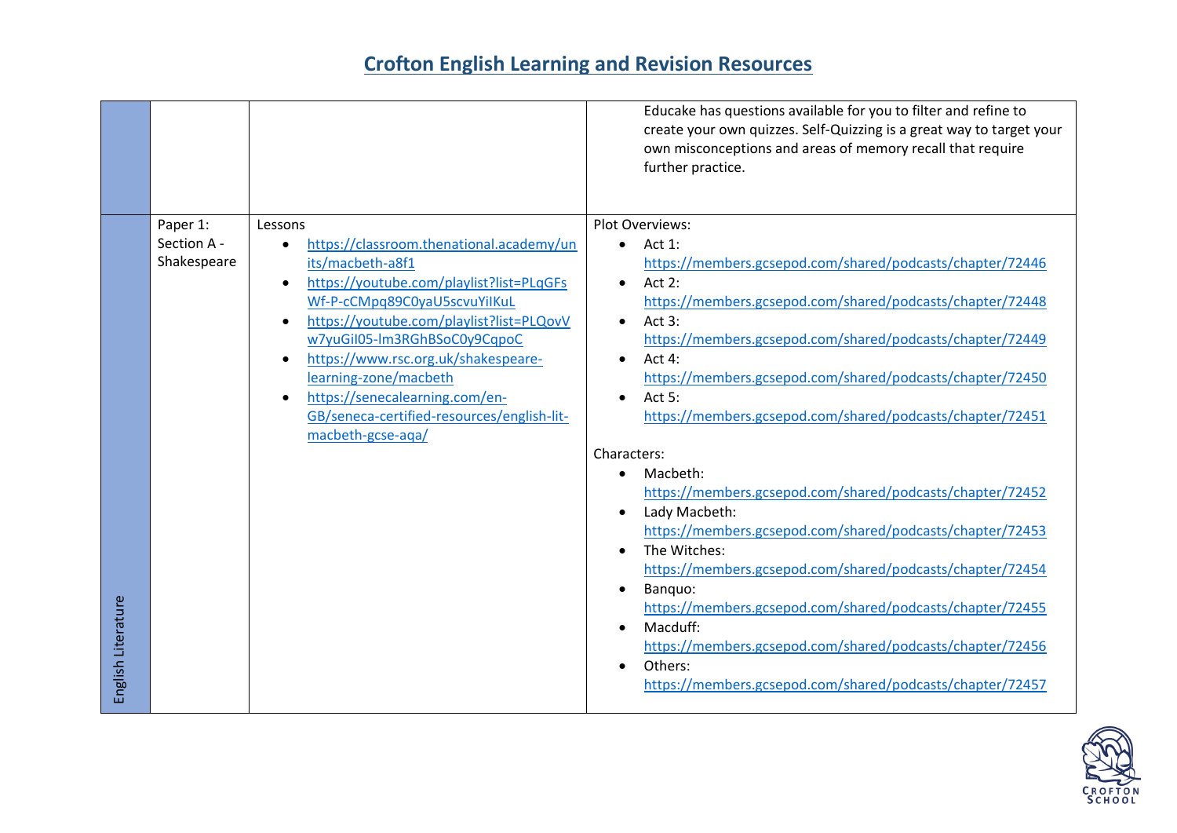# Crofton English Learning and Revision Resources

| | | | |
|---|---|---|---|
| | | | Educake has questions available for you to filter and refine to create your own quizzes. Self-Quizzing is a great way to target your own misconceptions and areas of memory recall that require further practice. |
| English Literature | Paper 1: Section A - Shakespeare | Lessons<br>• https://classroom.thenational.academy/units/macbeth-a8f1<br>• https://youtube.com/playlist?list=PLqGFsWf-P-cCMpq89C0yaU5scvuYiIKuL<br>• https://youtube.com/playlist?list=PLQovVw7yuGiI05-lm3RGhBSoC0y9CqpoC<br>• https://www.rsc.org.uk/shakespeare-learning-zone/macbeth<br>• https://senecalearning.com/en-GB/seneca-certified-resources/english-lit-macbeth-gcse-aqa/ | Plot Overviews:<br>• Act 1: https://members.gcsepod.com/shared/podcasts/chapter/72446<br>• Act 2: https://members.gcsepod.com/shared/podcasts/chapter/72448<br>• Act 3: https://members.gcsepod.com/shared/podcasts/chapter/72449<br>• Act 4: https://members.gcsepod.com/shared/podcasts/chapter/72450<br>• Act 5: https://members.gcsepod.com/shared/podcasts/chapter/72451<br><br>Characters:<br>• Macbeth: https://members.gcsepod.com/shared/podcasts/chapter/72452<br>• Lady Macbeth: https://members.gcsepod.com/shared/podcasts/chapter/72453<br>• The Witches: https://members.gcsepod.com/shared/podcasts/chapter/72454<br>• Banquo: https://members.gcsepod.com/shared/podcasts/chapter/72455<br>• Macduff: https://members.gcsepod.com/shared/podcasts/chapter/72456<br>• Others: https://members.gcsepod.com/shared/podcasts/chapter/72457 |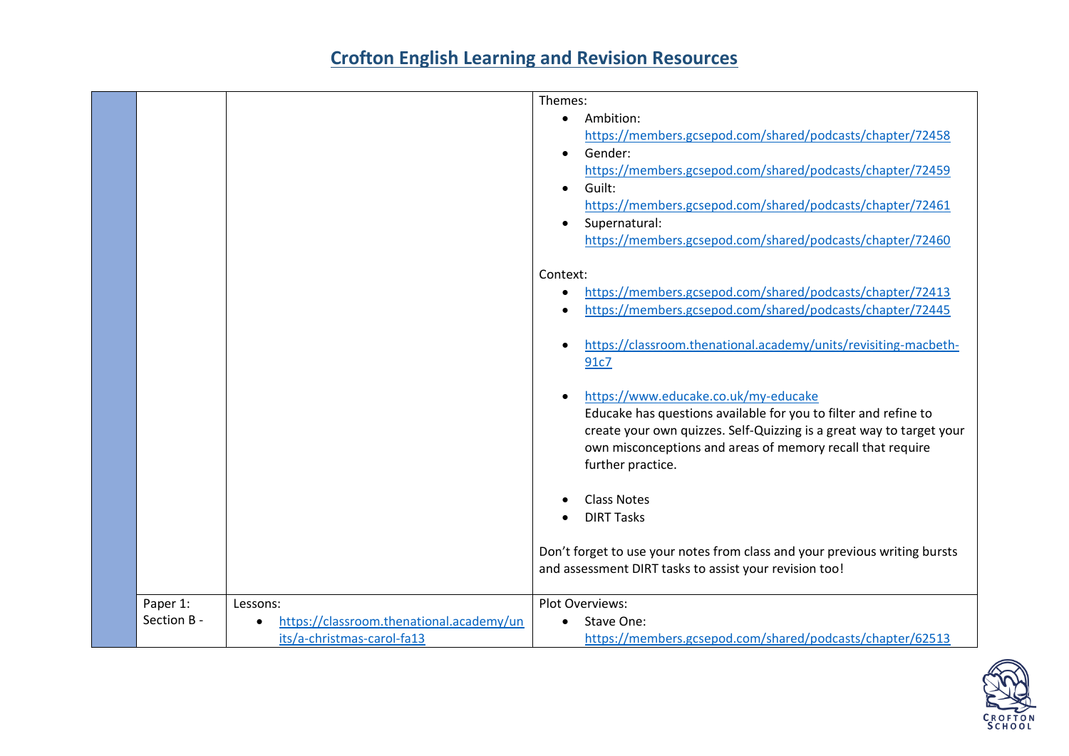# Crofton English Learning and Revision Resources

| | | | |
|---|---|---|---|
| | | | Themes:<br>• Ambition: https://members.gcsepod.com/shared/podcasts/chapter/72458<br>• Gender: https://members.gcsepod.com/shared/podcasts/chapter/72459<br>• Guilt: https://members.gcsepod.com/shared/podcasts/chapter/72461<br>• Supernatural: https://members.gcsepod.com/shared/podcasts/chapter/72460<br><br>Context:<br>• https://members.gcsepod.com/shared/podcasts/chapter/72413<br>• https://members.gcsepod.com/shared/podcasts/chapter/72445<br><br>• https://classroom.thenational.academy/units/revisiting-macbeth-91c7<br><br>• https://www.educake.co.uk/my-educake<br>Educake has questions available for you to filter and refine to create your own quizzes. Self-Quizzing is a great way to target your own misconceptions and areas of memory recall that require further practice.<br><br>• Class Notes<br>• DIRT Tasks<br><br>Don't forget to use your notes from class and your previous writing bursts and assessment DIRT tasks to assist your revision too! |
| | Paper 1: Section B - | Lessons:<br>• https://classroom.thenational.academy/units/a-christmas-carol-fa13 | Plot Overviews:<br>• Stave One: https://members.gcsepod.com/shared/podcasts/chapter/62513 |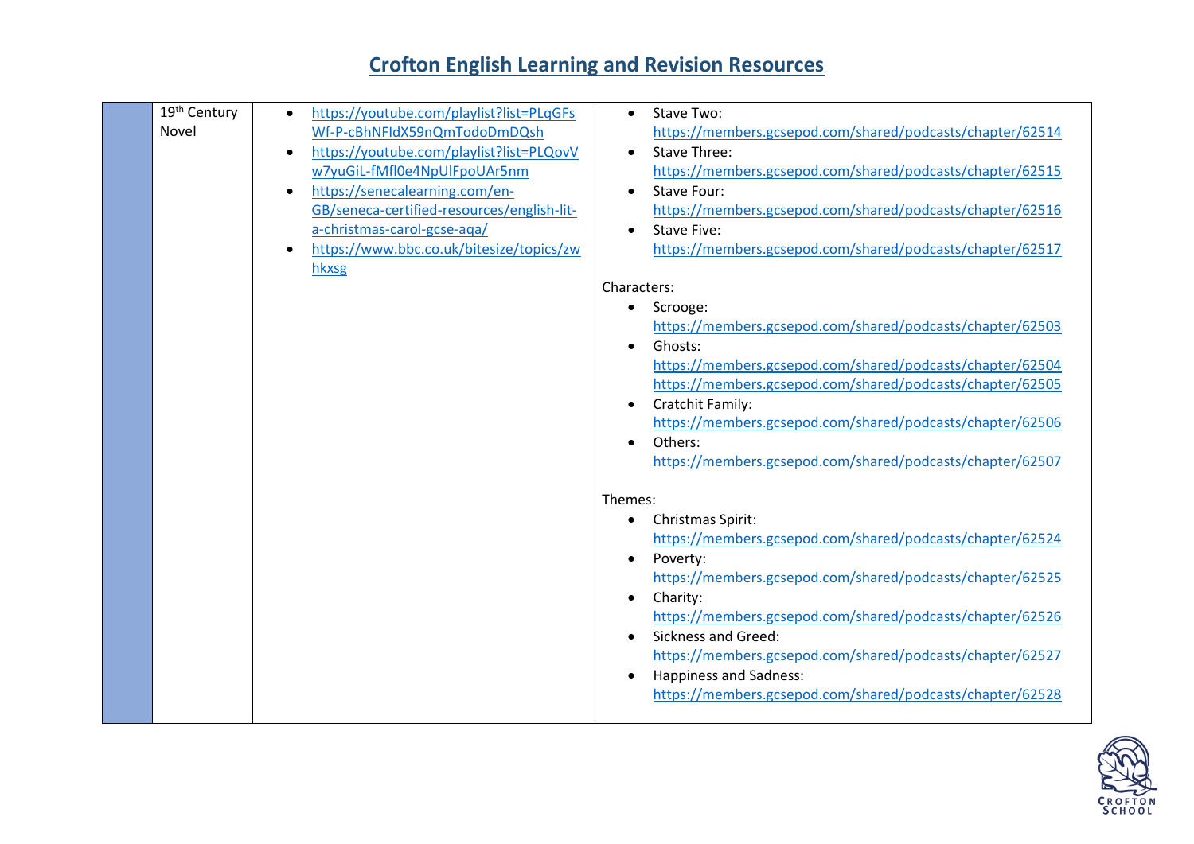## Crofton English Learning and Revision Resources

| | | | |
|---|---|---|---|
| | 19th Century Novel | • https://youtube.com/playlist?list=PLqGFsWf-P-cBhNFIdX59nQmTodoDmDQsh<br>• https://youtube.com/playlist?list=PLQovVw7yuGiL-fMfl0e4NpUlFpoUAr5nm<br>• https://senecalearning.com/en-GB/seneca-certified-resources/english-lit-a-christmas-carol-gcse-aqa/<br>• https://www.bbc.co.uk/bitesize/topics/zwhkxsg | • Stave Two: https://members.gcsepod.com/shared/podcasts/chapter/62514<br>• Stave Three: https://members.gcsepod.com/shared/podcasts/chapter/62515<br>• Stave Four: https://members.gcsepod.com/shared/podcasts/chapter/62516<br>• Stave Five: https://members.gcsepod.com/shared/podcasts/chapter/62517<br><br>Characters:<br>• Scrooge: https://members.gcsepod.com/shared/podcasts/chapter/62503<br>• Ghosts: https://members.gcsepod.com/shared/podcasts/chapter/62504 https://members.gcsepod.com/shared/podcasts/chapter/62505<br>• Cratchit Family: https://members.gcsepod.com/shared/podcasts/chapter/62506<br>• Others: https://members.gcsepod.com/shared/podcasts/chapter/62507<br><br>Themes:<br>• Christmas Spirit: https://members.gcsepod.com/shared/podcasts/chapter/62524<br>• Poverty: https://members.gcsepod.com/shared/podcasts/chapter/62525<br>• Charity: https://members.gcsepod.com/shared/podcasts/chapter/62526<br>• Sickness and Greed: https://members.gcsepod.com/shared/podcasts/chapter/62527<br>• Happiness and Sadness: https://members.gcsepod.com/shared/podcasts/chapter/62528 |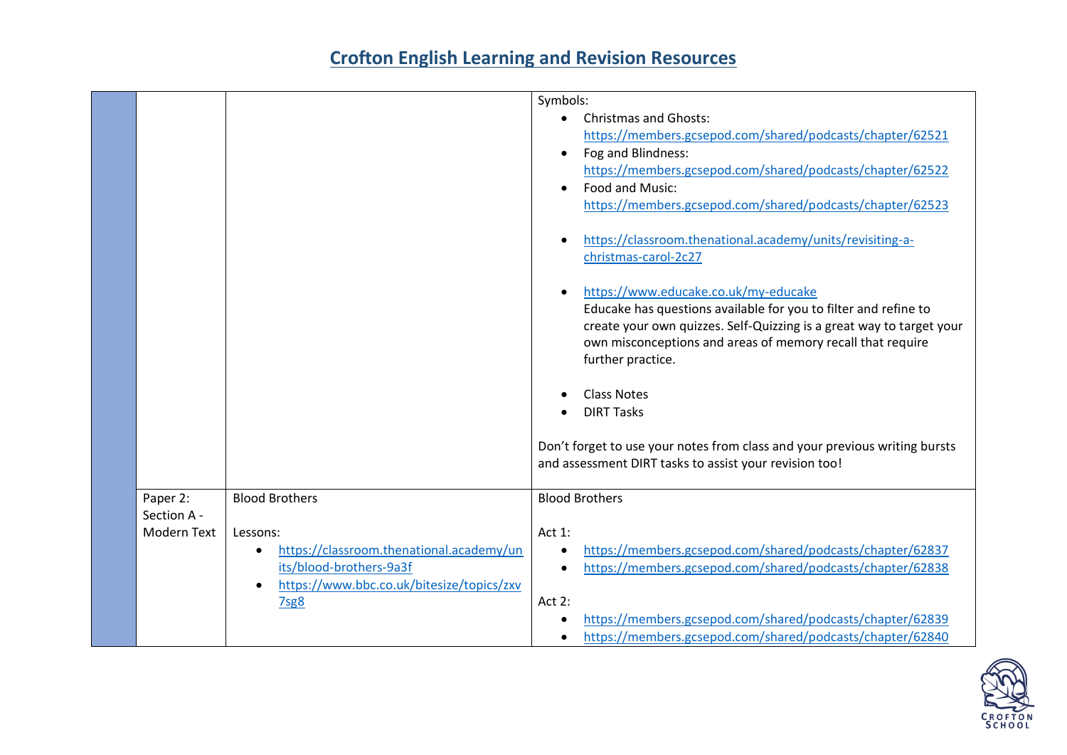# Crofton English Learning and Revision Resources

| | | | |
|---|---|---|---|
| | | | Symbols:<br>• Christmas and Ghosts: https://members.gcsepod.com/shared/podcasts/chapter/62521<br>• Fog and Blindness: https://members.gcsepod.com/shared/podcasts/chapter/62522<br>• Food and Music: https://members.gcsepod.com/shared/podcasts/chapter/62523<br><br>• https://classroom.thenational.academy/units/revisiting-a-christmas-carol-2c27<br><br>• https://www.educake.co.uk/my-educake<br>Educake has questions available for you to filter and refine to create your own quizzes. Self-Quizzing is a great way to target your own misconceptions and areas of memory recall that require further practice.<br><br>• Class Notes<br>• DIRT Tasks<br><br>Don't forget to use your notes from class and your previous writing bursts and assessment DIRT tasks to assist your revision too! |
| | Paper 2: Section A - Modern Text | Blood Brothers<br><br>Lessons:<br>• https://classroom.thenational.academy/units/blood-brothers-9a3f<br>• https://www.bbc.co.uk/bitesize/topics/zxv7sg8 | Blood Brothers<br><br>Act 1:<br>• https://members.gcsepod.com/shared/podcasts/chapter/62837<br>• https://members.gcsepod.com/shared/podcasts/chapter/62838<br><br>Act 2:<br>• https://members.gcsepod.com/shared/podcasts/chapter/62839<br>• https://members.gcsepod.com/shared/podcasts/chapter/62840 |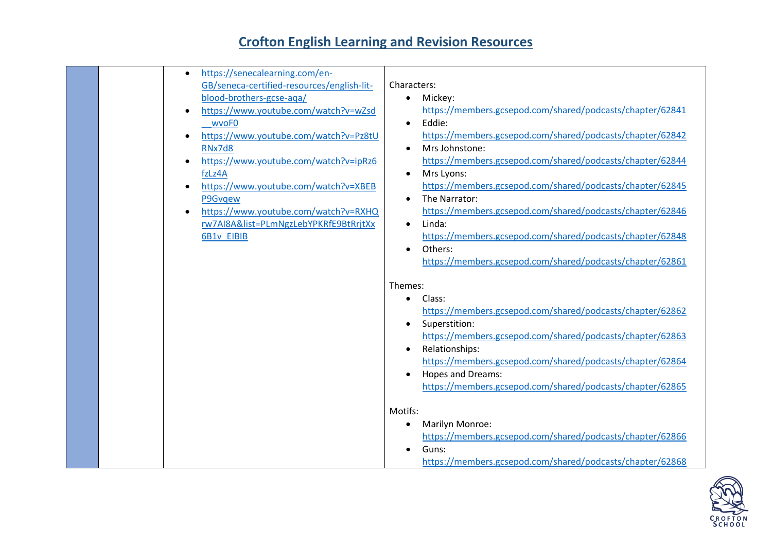# Crofton English Learning and Revision Resources

| | | | |
|---|---|---|---|
| | | • https://senecalearning.com/en-GB/seneca-certified-resources/english-lit-blood-brothers-gcse-aqa/<br>• https://www.youtube.com/watch?v=wZsd__wvoF0<br>• https://www.youtube.com/watch?v=Pz8tURNx7d8<br>• https://www.youtube.com/watch?v=ipRz6fzLz4A<br>• https://www.youtube.com/watch?v=XBEBP9Gvqew<br>• https://www.youtube.com/watch?v=RXHQrw7AI8A&list=PLmNgzLebYPKRfE9BtRrjtXx6B1v_EIBIB | Characters:<br>• Mickey: https://members.gcsepod.com/shared/podcasts/chapter/62841<br>• Eddie: https://members.gcsepod.com/shared/podcasts/chapter/62842<br>• Mrs Johnstone: https://members.gcsepod.com/shared/podcasts/chapter/62844<br>• Mrs Lyons: https://members.gcsepod.com/shared/podcasts/chapter/62845<br>• The Narrator: https://members.gcsepod.com/shared/podcasts/chapter/62846<br>• Linda: https://members.gcsepod.com/shared/podcasts/chapter/62848<br>• Others: https://members.gcsepod.com/shared/podcasts/chapter/62861<br><br>Themes:<br>• Class: https://members.gcsepod.com/shared/podcasts/chapter/62862<br>• Superstition: https://members.gcsepod.com/shared/podcasts/chapter/62863<br>• Relationships: https://members.gcsepod.com/shared/podcasts/chapter/62864<br>• Hopes and Dreams: https://members.gcsepod.com/shared/podcasts/chapter/62865<br><br>Motifs:<br>• Marilyn Monroe: https://members.gcsepod.com/shared/podcasts/chapter/62866<br>• Guns: https://members.gcsepod.com/shared/podcasts/chapter/62868 |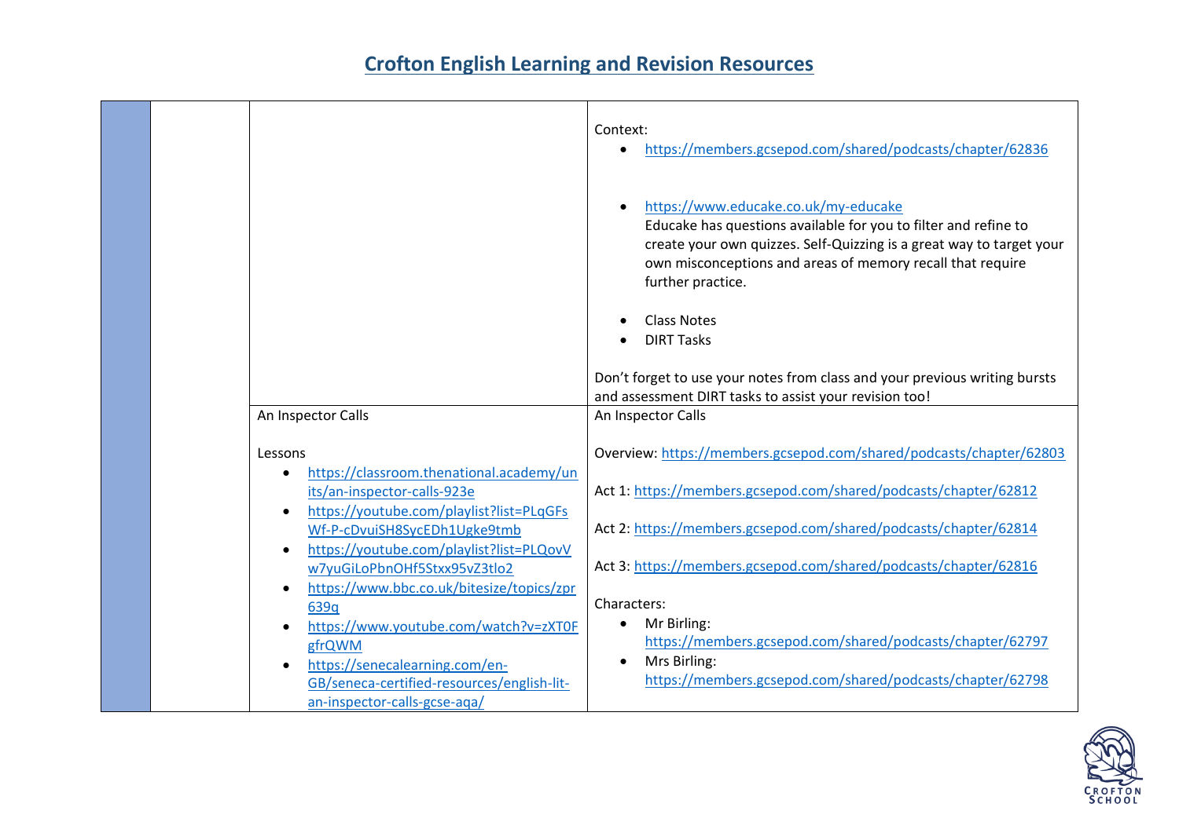# Crofton English Learning and Revision Resources

| | | | |
|---|---|---|---|
| | | | Context:<br>• https://members.gcsepod.com/shared/podcasts/chapter/62836<br><br>• https://www.educake.co.uk/my-educake<br>Educake has questions available for you to filter and refine to create your own quizzes. Self-Quizzing is a great way to target your own misconceptions and areas of memory recall that require further practice.<br><br>• Class Notes<br>• DIRT Tasks<br><br>Don't forget to use your notes from class and your previous writing bursts and assessment DIRT tasks to assist your revision too! |
| | | An Inspector Calls<br><br>Lessons<br>• https://classroom.thenational.academy/units/an-inspector-calls-923e<br>• https://youtube.com/playlist?list=PLqGFsWf-P-cDvuiSH8SycEDh1Ugke9tmb<br>• https://youtube.com/playlist?list=PLQovVw7yuGiLoPbnOHf5Stxx95vZ3tlo2<br>• https://www.bbc.co.uk/bitesize/topics/zpr639q<br>• https://www.youtube.com/watch?v=zXT0FgfrQWM<br>• https://senecalearning.com/en-GB/seneca-certified-resources/english-lit-an-inspector-calls-gcse-aqa/ | An Inspector Calls<br><br>Overview: https://members.gcsepod.com/shared/podcasts/chapter/62803<br><br>Act 1: https://members.gcsepod.com/shared/podcasts/chapter/62812<br><br>Act 2: https://members.gcsepod.com/shared/podcasts/chapter/62814<br><br>Act 3: https://members.gcsepod.com/shared/podcasts/chapter/62816<br><br>Characters:<br>• Mr Birling:<br>https://members.gcsepod.com/shared/podcasts/chapter/62797<br>• Mrs Birling:<br>https://members.gcsepod.com/shared/podcasts/chapter/62798 |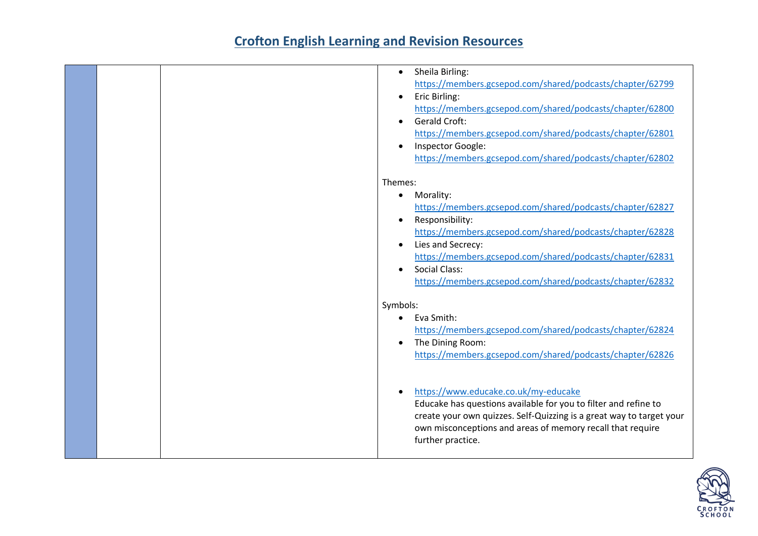# Crofton English Learning and Revision Resources

| | | | |
|---|---|---|---|
| | | | • Sheila Birling: https://members.gcsepod.com/shared/podcasts/chapter/62799<br>• Eric Birling: https://members.gcsepod.com/shared/podcasts/chapter/62800<br>• Gerald Croft: https://members.gcsepod.com/shared/podcasts/chapter/62801<br>• Inspector Google: https://members.gcsepod.com/shared/podcasts/chapter/62802<br><br>Themes:<br>• Morality: https://members.gcsepod.com/shared/podcasts/chapter/62827<br>• Responsibility: https://members.gcsepod.com/shared/podcasts/chapter/62828<br>• Lies and Secrecy: https://members.gcsepod.com/shared/podcasts/chapter/62831<br>• Social Class: https://members.gcsepod.com/shared/podcasts/chapter/62832<br><br>Symbols:<br>• Eva Smith: https://members.gcsepod.com/shared/podcasts/chapter/62824<br>• The Dining Room: https://members.gcsepod.com/shared/podcasts/chapter/62826<br><br>• https://www.educake.co.uk/my-educake<br>Educake has questions available for you to filter and refine to create your own quizzes. Self-Quizzing is a great way to target your own misconceptions and areas of memory recall that require further practice. |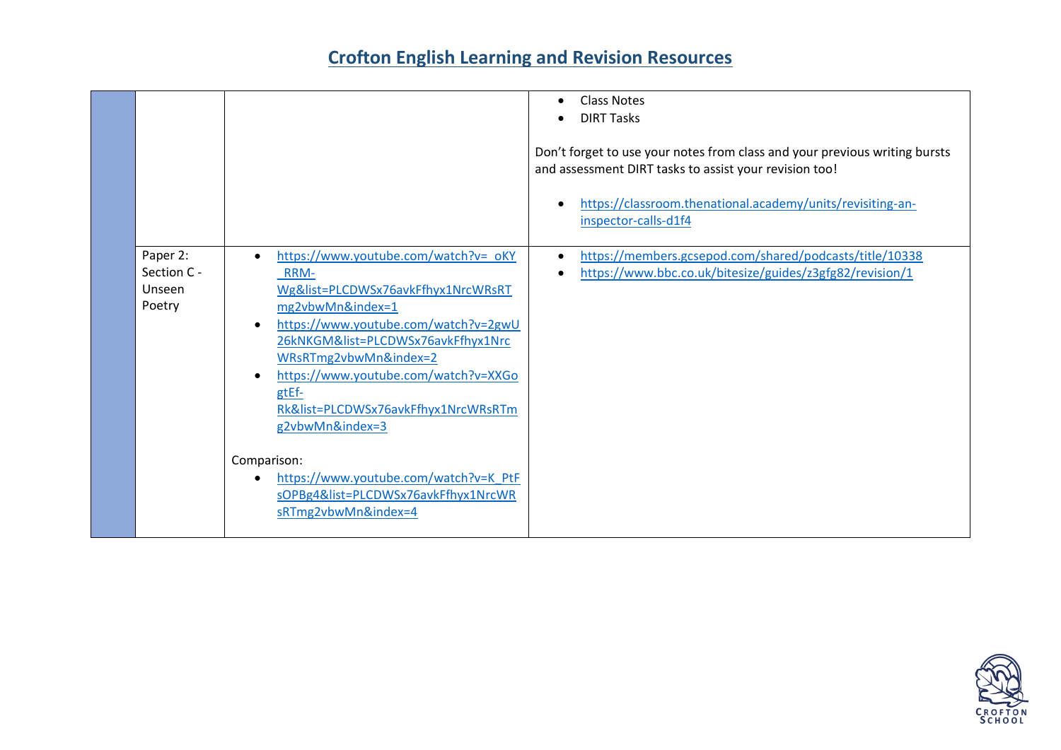# Crofton English Learning and Revision Resources

| | | | |
|---|---|---|---|
| | | | • Class Notes<br>• DIRT Tasks<br><br>Don't forget to use your notes from class and your previous writing bursts and assessment DIRT tasks to assist your revision too!<br><br>• https://classroom.thenational.academy/units/revisiting-an-inspector-calls-d1f4 |
| | Paper 2: Section C - Unseen Poetry | • https://www.youtube.com/watch?v=_oKY_RRM-Wg&list=PLCDWSx76avkFfhyx1NrcWRsRTmg2vbwMn&index=1<br>• https://www.youtube.com/watch?v=2gwU26kNKGM&list=PLCDWSx76avkFfhyx1NrcWRsRTmg2vbwMn&index=2<br>• https://www.youtube.com/watch?v=XXGogtEf-Rk&list=PLCDWSx76avkFfhyx1NrcWRsRTmg2vbwMn&index=3<br><br>Comparison:<br>• https://www.youtube.com/watch?v=K_PtFsOPBg4&list=PLCDWSx76avkFfhyx1NrcWRsRTmg2vbwMn&index=4 | • https://members.gcsepod.com/shared/podcasts/title/10338<br>• https://www.bbc.co.uk/bitesize/guides/z3gfg82/revision/1 |